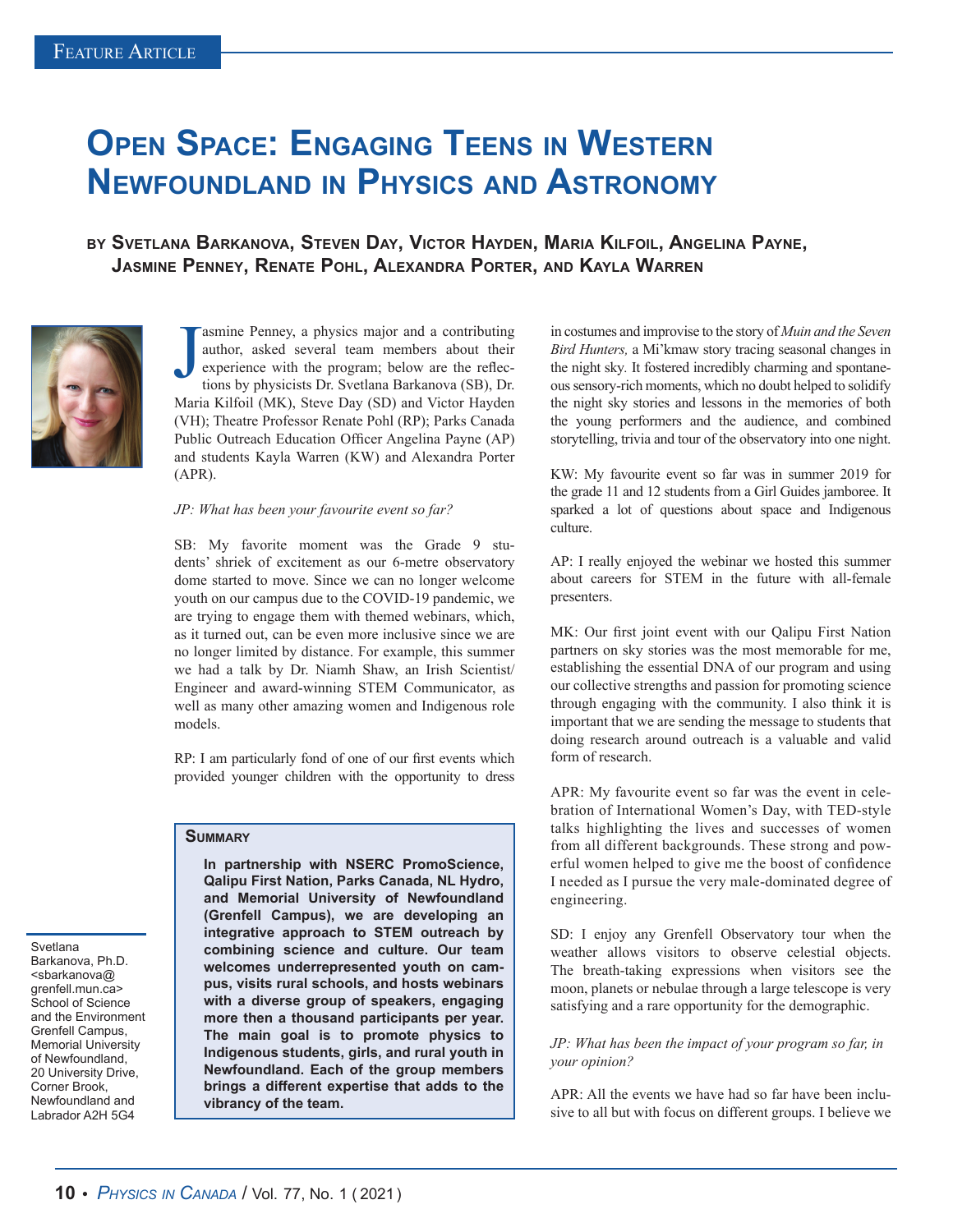# Open Space: Engaging Teens in Western Newfoundland in Physics and Astronomy

**by Svetlana Barkanova, Steven Day, Victor Hayden, Maria Kilfoil, Angelina Payne, Jasmine Penney, Renate Pohl, Alexandra Porter, and Kayla Warren**

Jasmine Penney, a physics major and a contributing author, asked several team members about their experience with the program; below are the reflections by physicists Dr. Svetlana Barkanova (SB), Dr. Maria Kilfoil (MK), Steve Day (SD) and Victor Hayden (VH); Theatre Professor Renate Pohl (RP); Parks Canada Public Outreach Education Officer Angelina Payne (AP) and students Kayla Warren (KW) and Alexandra Porter (APR).

*JP: What has been your favourite event so far?*

SB: My favorite moment was the Grade 9 students' shriek of excitement as our 6-metre observatory dome started to move. Since we can no longer welcome youth on our campus due to the COVID-19 pandemic, we are trying to engage them with themed webinars, which, as it turned out, can be even more inclusive since we are no longer limited by distance. For example, this summer we had a talk by Dr. Niamh Shaw, an Irish Scientist/Engineer and award-winning STEM Communicator, as well as many other amazing women and Indigenous role models.

RP: I am particularly fond of one of our first events which provided younger children with the opportunity to dress in costumes and improvise to the story of *Muin and the Seven Bird Hunters,* a Mi'kmaw story tracing seasonal changes in the night sky. It fostered incredibly charming and spontaneous sensory-rich moments, which no doubt helped to solidify the night sky stories and lessons in the memories of both the young performers and the audience, and combined storytelling, trivia and tour of the observatory into one night.

KW: My favourite event so far was in summer 2019 for the grade 11 and 12 students from a Girl Guides jamboree. It sparked a lot of questions about space and Indigenous culture.

AP: I really enjoyed the webinar we hosted this summer about careers for STEM in the future with all-female presenters.

MK: Our first joint event with our Qalipu First Nation partners on sky stories was the most memorable for me, establishing the essential DNA of our program and using our collective strengths and passion for promoting science through engaging with the community. I also think it is important that we are sending the message to students that doing research around outreach is a valuable and valid form of research.

APR: My favourite event so far was the event in celebration of International Women's Day, with TED-style talks highlighting the lives and successes of women from all different backgrounds. These strong and powerful women helped to give me the boost of confidence I needed as I pursue the very male-dominated degree of engineering.

SD: I enjoy any Grenfell Observatory tour when the weather allows visitors to observe celestial objects. The breath-taking expressions when visitors see the moon, planets or nebulae through a large telescope is very satisfying and a rare opportunity for the demographic.

*JP: What has been the impact of your program so far, in your opinion?*

APR: All the events we have had so far have been inclusive to all but with focus on different groups. I believe we

> **Summary**
>
> **In partnership with NSERC PromoScience, Qalipu First Nation, Parks Canada, NL Hydro, and Memorial University of Newfoundland (Grenfell Campus), we are developing an integrative approach to STEM outreach by combining science and culture. Our team welcomes underrepresented youth on campus, visits rural schools, and hosts webinars with a diverse group of speakers, engaging more then a thousand participants per year. The main goal is to promote physics to Indigenous students, girls, and rural youth in Newfoundland. Each of the group members brings a different expertise that adds to the vibrancy of the team.**

Svetlana Barkanova, Ph.D. <sbarkanova@grenfell.mun.ca> School of Science and the Environment Grenfell Campus, Memorial University of Newfoundland, 20 University Drive, Corner Brook, Newfoundland and Labrador A2H 5G4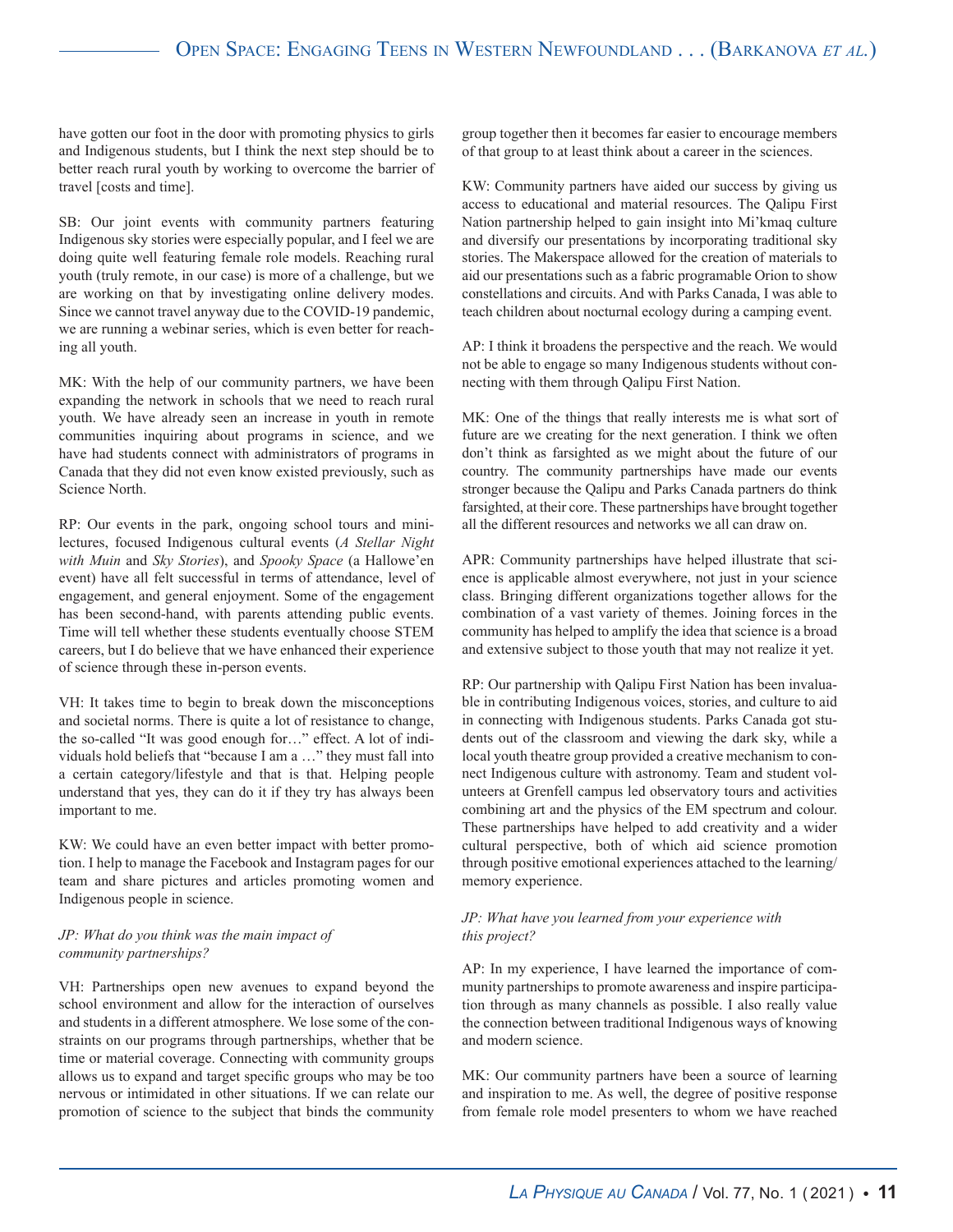have gotten our foot in the door with promoting physics to girls and Indigenous students, but I think the next step should be to better reach rural youth by working to overcome the barrier of travel [costs and time].

SB: Our joint events with community partners featuring Indigenous sky stories were especially popular, and I feel we are doing quite well featuring female role models. Reaching rural youth (truly remote, in our case) is more of a challenge, but we are working on that by investigating online delivery modes. Since we cannot travel anyway due to the COVID-19 pandemic, we are running a webinar series, which is even better for reaching all youth.

MK: With the help of our community partners, we have been expanding the network in schools that we need to reach rural youth. We have already seen an increase in youth in remote communities inquiring about programs in science, and we have had students connect with administrators of programs in Canada that they did not even know existed previously, such as Science North.

RP: Our events in the park, ongoing school tours and mini-lectures, focused Indigenous cultural events (*A Stellar Night with Muin* and *Sky Stories*), and *Spooky Space* (a Hallowe'en event) have all felt successful in terms of attendance, level of engagement, and general enjoyment. Some of the engagement has been second-hand, with parents attending public events. Time will tell whether these students eventually choose STEM careers, but I do believe that we have enhanced their experience of science through these in-person events.

VH: It takes time to begin to break down the misconceptions and societal norms. There is quite a lot of resistance to change, the so-called "It was good enough for…" effect. A lot of individuals hold beliefs that "because I am a …" they must fall into a certain category/lifestyle and that is that. Helping people understand that yes, they can do it if they try has always been important to me.

KW: We could have an even better impact with better promotion. I help to manage the Facebook and Instagram pages for our team and share pictures and articles promoting women and Indigenous people in science.

*JP: What do you think was the main impact of community partnerships?*

VH: Partnerships open new avenues to expand beyond the school environment and allow for the interaction of ourselves and students in a different atmosphere. We lose some of the constraints on our programs through partnerships, whether that be time or material coverage. Connecting with community groups allows us to expand and target specific groups who may be too nervous or intimidated in other situations. If we can relate our promotion of science to the subject that binds the community group together then it becomes far easier to encourage members of that group to at least think about a career in the sciences.

KW: Community partners have aided our success by giving us access to educational and material resources. The Qalipu First Nation partnership helped to gain insight into Mi'kmaq culture and diversify our presentations by incorporating traditional sky stories. The Makerspace allowed for the creation of materials to aid our presentations such as a fabric programable Orion to show constellations and circuits. And with Parks Canada, I was able to teach children about nocturnal ecology during a camping event.

AP: I think it broadens the perspective and the reach. We would not be able to engage so many Indigenous students without connecting with them through Qalipu First Nation.

MK: One of the things that really interests me is what sort of future are we creating for the next generation. I think we often don't think as farsighted as we might about the future of our country. The community partnerships have made our events stronger because the Qalipu and Parks Canada partners do think farsighted, at their core. These partnerships have brought together all the different resources and networks we all can draw on.

APR: Community partnerships have helped illustrate that science is applicable almost everywhere, not just in your science class. Bringing different organizations together allows for the combination of a vast variety of themes. Joining forces in the community has helped to amplify the idea that science is a broad and extensive subject to those youth that may not realize it yet.

RP: Our partnership with Qalipu First Nation has been invaluable in contributing Indigenous voices, stories, and culture to aid in connecting with Indigenous students. Parks Canada got students out of the classroom and viewing the dark sky, while a local youth theatre group provided a creative mechanism to connect Indigenous culture with astronomy. Team and student volunteers at Grenfell campus led observatory tours and activities combining art and the physics of the EM spectrum and colour. These partnerships have helped to add creativity and a wider cultural perspective, both of which aid science promotion through positive emotional experiences attached to the learning/memory experience.

*JP: What have you learned from your experience with this project?*

AP: In my experience, I have learned the importance of community partnerships to promote awareness and inspire participation through as many channels as possible. I also really value the connection between traditional Indigenous ways of knowing and modern science.

MK: Our community partners have been a source of learning and inspiration to me. As well, the degree of positive response from female role model presenters to whom we have reached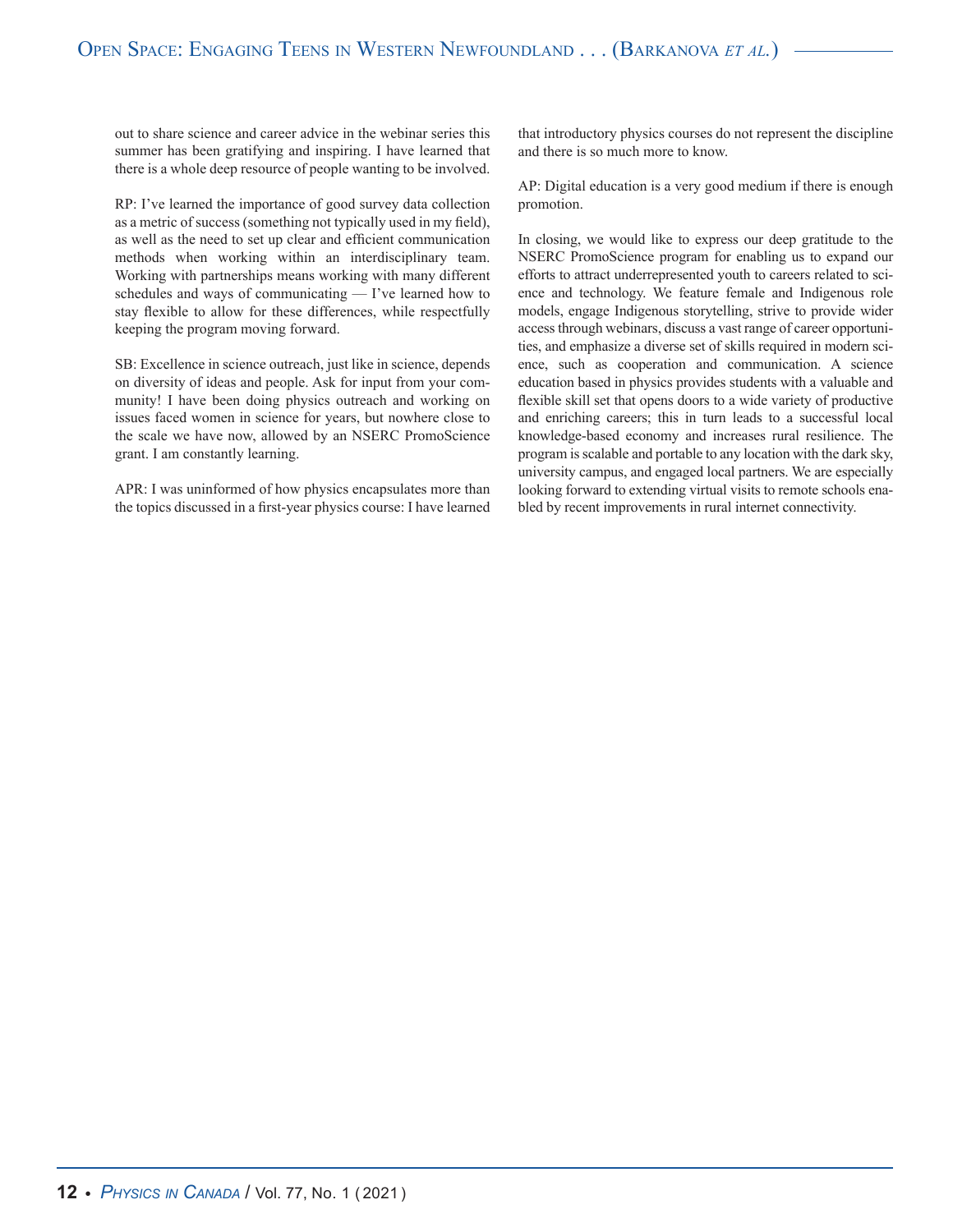out to share science and career advice in the webinar series this summer has been gratifying and inspiring. I have learned that there is a whole deep resource of people wanting to be involved.

RP: I've learned the importance of good survey data collection as a metric of success (something not typically used in my field), as well as the need to set up clear and efficient communication methods when working within an interdisciplinary team. Working with partnerships means working with many different schedules and ways of communicating — I've learned how to stay flexible to allow for these differences, while respectfully keeping the program moving forward.

SB: Excellence in science outreach, just like in science, depends on diversity of ideas and people. Ask for input from your community! I have been doing physics outreach and working on issues faced women in science for years, but nowhere close to the scale we have now, allowed by an NSERC PromoScience grant. I am constantly learning.

APR: I was uninformed of how physics encapsulates more than the topics discussed in a first-year physics course: I have learned that introductory physics courses do not represent the discipline and there is so much more to know.

AP: Digital education is a very good medium if there is enough promotion.

In closing, we would like to express our deep gratitude to the NSERC PromoScience program for enabling us to expand our efforts to attract underrepresented youth to careers related to science and technology. We feature female and Indigenous role models, engage Indigenous storytelling, strive to provide wider access through webinars, discuss a vast range of career opportunities, and emphasize a diverse set of skills required in modern science, such as cooperation and communication. A science education based in physics provides students with a valuable and flexible skill set that opens doors to a wide variety of productive and enriching careers; this in turn leads to a successful local knowledge-based economy and increases rural resilience. The program is scalable and portable to any location with the dark sky, university campus, and engaged local partners. We are especially looking forward to extending virtual visits to remote schools enabled by recent improvements in rural internet connectivity.